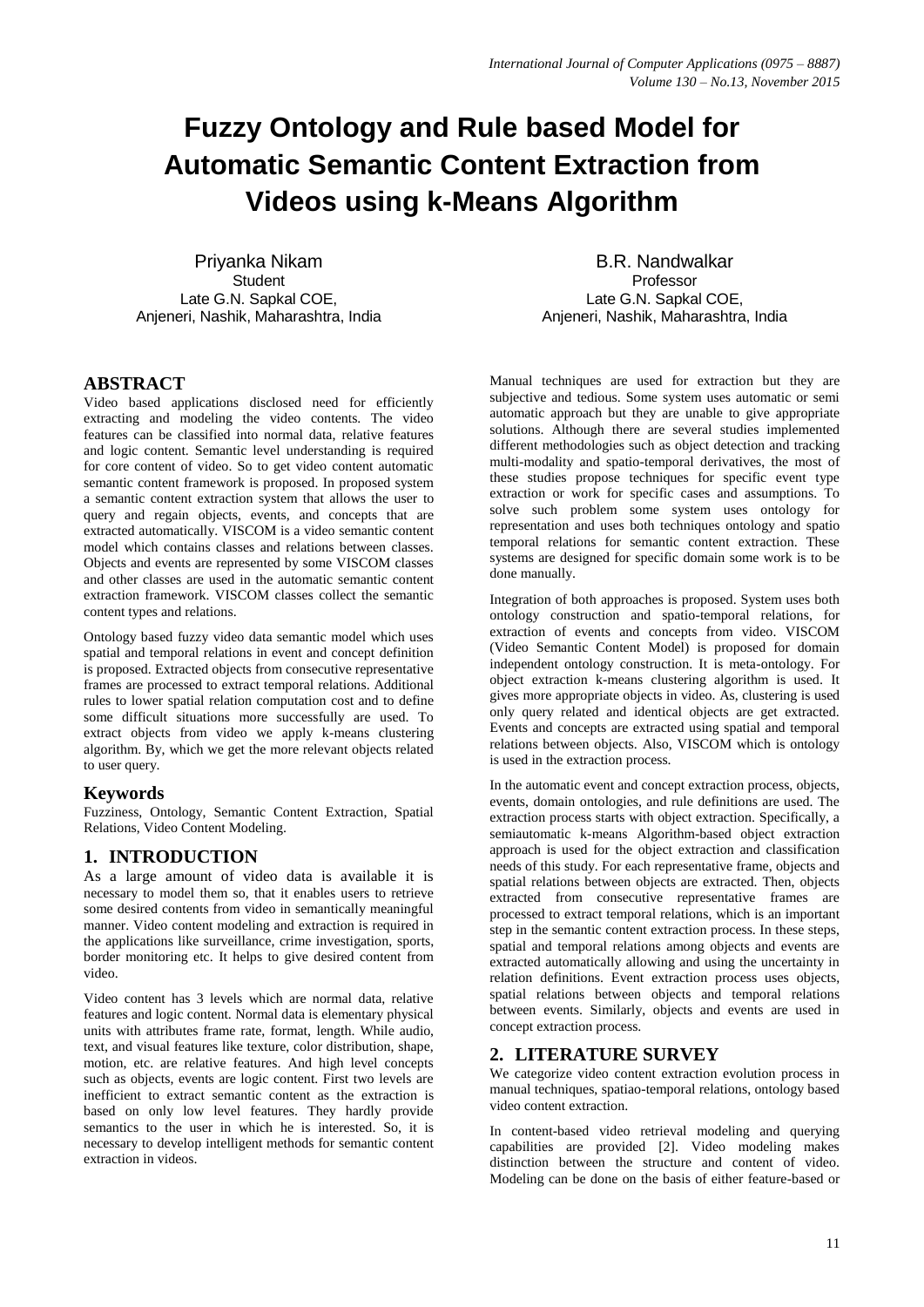# Fuzzy Ontology and Rule based Model for Automatic Semantic Content Extraction from Videos using k-Means Algorithm

Priyanka Nikam
Student
Late G.N. Sapkal COE,
Anjeneri, Nashik, Maharashtra, India

B.R. Nandwalkar
Professor
Late G.N. Sapkal COE,
Anjeneri, Nashik, Maharashtra, India

## ABSTRACT

Video based applications disclosed need for efficiently extracting and modeling the video contents. The video features can be classified into normal data, relative features and logic content. Semantic level understanding is required for core content of video. So to get video content automatic semantic content framework is proposed. In proposed system a semantic content extraction system that allows the user to query and regain objects, events, and concepts that are extracted automatically. VISCOM is a video semantic content model which contains classes and relations between classes. Objects and events are represented by some VISCOM classes and other classes are used in the automatic semantic content extraction framework. VISCOM classes collect the semantic content types and relations.

Ontology based fuzzy video data semantic model which uses spatial and temporal relations in event and concept definition is proposed. Extracted objects from consecutive representative frames are processed to extract temporal relations. Additional rules to lower spatial relation computation cost and to define some difficult situations more successfully are used. To extract objects from video we apply k-means clustering algorithm. By, which we get the more relevant objects related to user query.

## Keywords

Fuzziness, Ontology, Semantic Content Extraction, Spatial Relations, Video Content Modeling.

## 1. INTRODUCTION

As a large amount of video data is available it is necessary to model them so, that it enables users to retrieve some desired contents from video in semantically meaningful manner. Video content modeling and extraction is required in the applications like surveillance, crime investigation, sports, border monitoring etc. It helps to give desired content from video.

Video content has 3 levels which are normal data, relative features and logic content. Normal data is elementary physical units with attributes frame rate, format, length. While audio, text, and visual features like texture, color distribution, shape, motion, etc. are relative features. And high level concepts such as objects, events are logic content. First two levels are inefficient to extract semantic content as the extraction is based on only low level features. They hardly provide semantics to the user in which he is interested. So, it is necessary to develop intelligent methods for semantic content extraction in videos.

Manual techniques are used for extraction but they are subjective and tedious. Some system uses automatic or semi automatic approach but they are unable to give appropriate solutions. Although there are several studies implemented different methodologies such as object detection and tracking multi-modality and spatio-temporal derivatives, the most of these studies propose techniques for specific event type extraction or work for specific cases and assumptions. To solve such problem some system uses ontology for representation and uses both techniques ontology and spatio temporal relations for semantic content extraction. These systems are designed for specific domain some work is to be done manually.

Integration of both approaches is proposed. System uses both ontology construction and spatio-temporal relations, for extraction of events and concepts from video. VISCOM (Video Semantic Content Model) is proposed for domain independent ontology construction. It is meta-ontology. For object extraction k-means clustering algorithm is used. It gives more appropriate objects in video. As, clustering is used only query related and identical objects are get extracted. Events and concepts are extracted using spatial and temporal relations between objects. Also, VISCOM which is ontology is used in the extraction process.

In the automatic event and concept extraction process, objects, events, domain ontologies, and rule definitions are used. The extraction process starts with object extraction. Specifically, a semiautomatic k-means Algorithm-based object extraction approach is used for the object extraction and classification needs of this study. For each representative frame, objects and spatial relations between objects are extracted. Then, objects extracted from consecutive representative frames are processed to extract temporal relations, which is an important step in the semantic content extraction process. In these steps, spatial and temporal relations among objects and events are extracted automatically allowing and using the uncertainty in relation definitions. Event extraction process uses objects, spatial relations between objects and temporal relations between events. Similarly, objects and events are used in concept extraction process.

## 2. LITERATURE SURVEY

We categorize video content extraction evolution process in manual techniques, spatiao-temporal relations, ontology based video content extraction.

In content-based video retrieval modeling and querying capabilities are provided [2]. Video modeling makes distinction between the structure and content of video. Modeling can be done on the basis of either feature-based or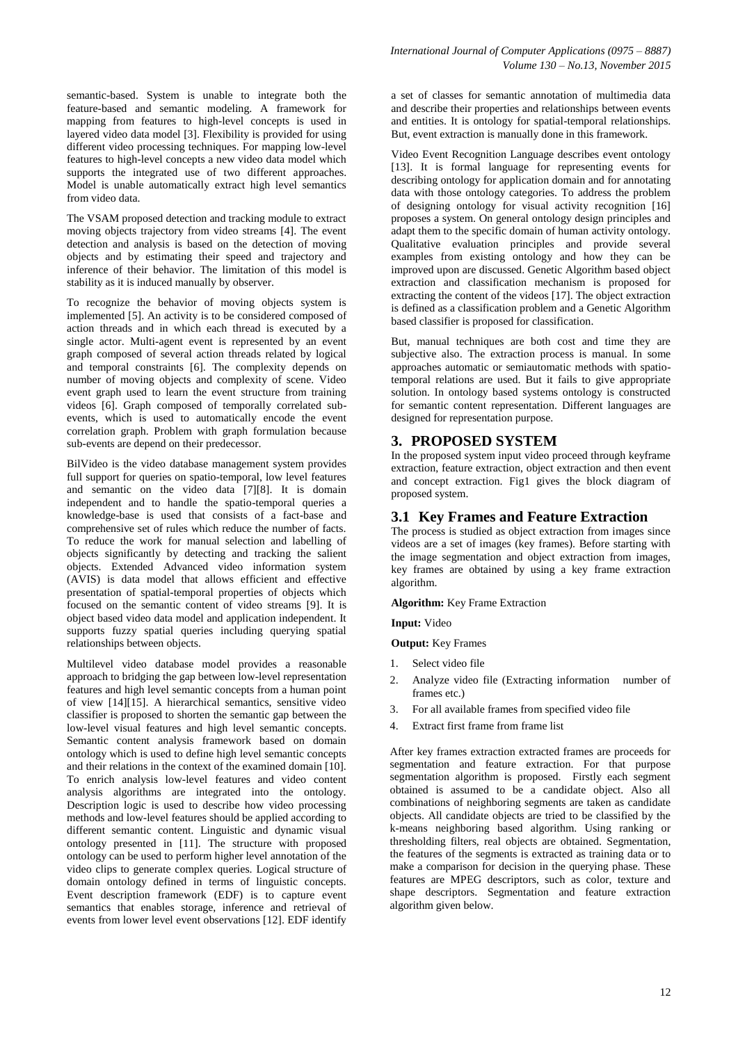semantic-based. System is unable to integrate both the feature-based and semantic modeling. A framework for mapping from features to high-level concepts is used in layered video data model [3]. Flexibility is provided for using different video processing techniques. For mapping low-level features to high-level concepts a new video data model which supports the integrated use of two different approaches. Model is unable automatically extract high level semantics from video data.

The VSAM proposed detection and tracking module to extract moving objects trajectory from video streams [4]. The event detection and analysis is based on the detection of moving objects and by estimating their speed and trajectory and inference of their behavior. The limitation of this model is stability as it is induced manually by observer.

To recognize the behavior of moving objects system is implemented [5]. An activity is to be considered composed of action threads and in which each thread is executed by a single actor. Multi-agent event is represented by an event graph composed of several action threads related by logical and temporal constraints [6]. The complexity depends on number of moving objects and complexity of scene. Video event graph used to learn the event structure from training videos [6]. Graph composed of temporally correlated sub-events, which is used to automatically encode the event correlation graph. Problem with graph formulation because sub-events are depend on their predecessor.

BilVideo is the video database management system provides full support for queries on spatio-temporal, low level features and semantic on the video data [7][8]. It is domain independent and to handle the spatio-temporal queries a knowledge-base is used that consists of a fact-base and comprehensive set of rules which reduce the number of facts. To reduce the work for manual selection and labelling of objects significantly by detecting and tracking the salient objects. Extended Advanced video information system (AVIS) is data model that allows efficient and effective presentation of spatial-temporal properties of objects which focused on the semantic content of video streams [9]. It is object based video data model and application independent. It supports fuzzy spatial queries including querying spatial relationships between objects.

Multilevel video database model provides a reasonable approach to bridging the gap between low-level representation features and high level semantic concepts from a human point of view [14][15]. A hierarchical semantics, sensitive video classifier is proposed to shorten the semantic gap between the low-level visual features and high level semantic concepts. Semantic content analysis framework based on domain ontology which is used to define high level semantic concepts and their relations in the context of the examined domain [10]. To enrich analysis low-level features and video content analysis algorithms are integrated into the ontology. Description logic is used to describe how video processing methods and low-level features should be applied according to different semantic content. Linguistic and dynamic visual ontology presented in [11]. The structure with proposed ontology can be used to perform higher level annotation of the video clips to generate complex queries. Logical structure of domain ontology defined in terms of linguistic concepts. Event description framework (EDF) is to capture event semantics that enables storage, inference and retrieval of events from lower level event observations [12]. EDF identify a set of classes for semantic annotation of multimedia data and describe their properties and relationships between events and entities. It is ontology for spatial-temporal relationships. But, event extraction is manually done in this framework.

Video Event Recognition Language describes event ontology [13]. It is formal language for representing events for describing ontology for application domain and for annotating data with those ontology categories. To address the problem of designing ontology for visual activity recognition [16] proposes a system. On general ontology design principles and adapt them to the specific domain of human activity ontology. Qualitative evaluation principles and provide several examples from existing ontology and how they can be improved upon are discussed. Genetic Algorithm based object extraction and classification mechanism is proposed for extracting the content of the videos [17]. The object extraction is defined as a classification problem and a Genetic Algorithm based classifier is proposed for classification.

But, manual techniques are both cost and time they are subjective also. The extraction process is manual. In some approaches automatic or semiautomatic methods with spatio-temporal relations are used. But it fails to give appropriate solution. In ontology based systems ontology is constructed for semantic content representation. Different languages are designed for representation purpose.

## 3. PROPOSED SYSTEM

In the proposed system input video proceed through keyframe extraction, feature extraction, object extraction and then event and concept extraction. Fig1 gives the block diagram of proposed system.

### 3.1 Key Frames and Feature Extraction

The process is studied as object extraction from images since videos are a set of images (key frames). Before starting with the image segmentation and object extraction from images, key frames are obtained by using a key frame extraction algorithm.

**Algorithm:** Key Frame Extraction

**Input:** Video

**Output:** Key Frames

1. Select video file
2. Analyze video file (Extracting information number of frames etc.)
3. For all available frames from specified video file
4. Extract first frame from frame list

After key frames extraction extracted frames are proceeds for segmentation and feature extraction. For that purpose segmentation algorithm is proposed. Firstly each segment obtained is assumed to be a candidate object. Also all combinations of neighboring segments are taken as candidate objects. All candidate objects are tried to be classified by the k-means neighboring based algorithm. Using ranking or thresholding filters, real objects are obtained. Segmentation, the features of the segments is extracted as training data or to make a comparison for decision in the querying phase. These features are MPEG descriptors, such as color, texture and shape descriptors. Segmentation and feature extraction algorithm given below.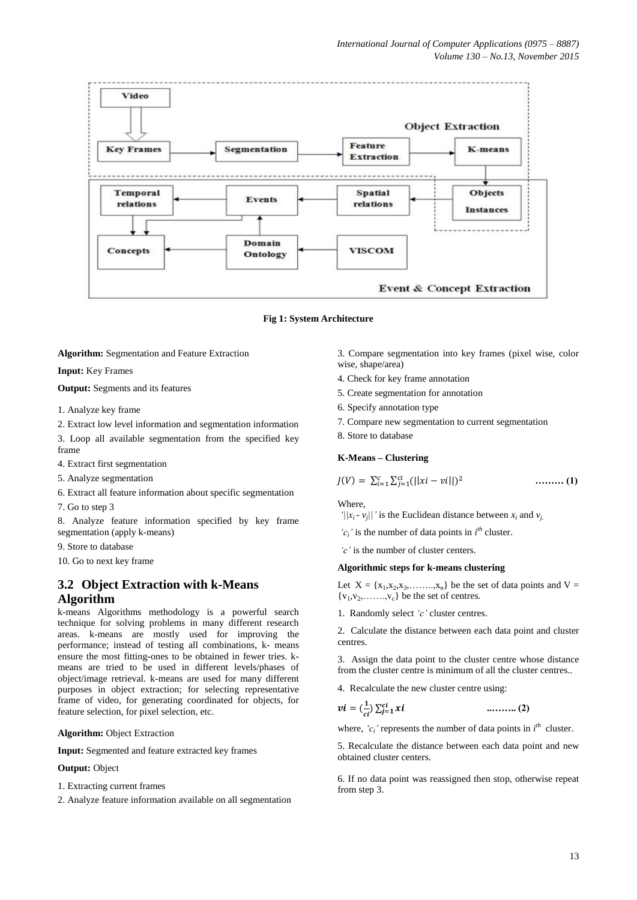Fig 1: System Architecture

**Algorithm:** Segmentation and Feature Extraction

**Input:** Key Frames

**Output:** Segments and its features

1. Analyze key frame
2. Extract low level information and segmentation information
3. Loop all available segmentation from the specified key frame
4. Extract first segmentation
5. Analyze segmentation
6. Extract all feature information about specific segmentation
7. Go to step 3
8. Analyze feature information specified by key frame segmentation (apply k-means)
9. Store to database
10. Go to next key frame

## 3.2 Object Extraction with k-Means Algorithm

k-means Algorithms methodology is a powerful search technique for solving problems in many different research areas. k-means are mostly used for improving the performance; instead of testing all combinations, k- means ensure the most fitting-ones to be obtained in fewer tries. k-means are tried to be used in different levels/phases of object/image retrieval. k-means are used for many different purposes in object extraction; for selecting representative frame of video, for generating coordinated for objects, for feature selection, for pixel selection, etc.

**Algorithm:** Object Extraction

**Input:** Segmented and feature extracted key frames

**Output:** Object

1. Extracting current frames
2. Analyze feature information available on all segmentation
3. Compare segmentation into key frames (pixel wise, color wise, shape/area)
4. Check for key frame annotation
5. Create segmentation for annotation
6. Specify annotation type
7. Compare new segmentation to current segmentation
8. Store to database

**K-Means – Clustering**

$$J(V) = \sum_{i=1}^{c}\sum_{j=1}^{ci}(||xi - vi||)^2 \qquad \textbf{......... (1)}$$

Where,

'$||x_i - v_j||$' is the Euclidean distance between $x_i$ and $v_j$.

'$c_i$' is the number of data points in $i^{th}$ cluster.

'$c$' is the number of cluster centers.

**Algorithmic steps for k-means clustering**

Let $X = \{x_1,x_2,x_3,\ldots\ldots..,x_n\}$ be the set of data points and $V = \{v_1,v_2,\ldots\ldots.,v_c\}$ be the set of centres.

1. Randomly select '$c$' cluster centres.
2. Calculate the distance between each data point and cluster centres.
3. Assign the data point to the cluster centre whose distance from the cluster centre is minimum of all the cluster centres..
4. Recalculate the new cluster centre using:

$$\boldsymbol{vi} = \left(\frac{\mathbf{1}}{\boldsymbol{ci}}\right)\sum_{j=1}^{ci}\boldsymbol{xi} \qquad \textbf{..…….. (2)}$$

where, '$c_i$' represents the number of data points in $i^{th}$ cluster.

5. Recalculate the distance between each data point and new obtained cluster centers.

6. If no data point was reassigned then stop, otherwise repeat from step 3.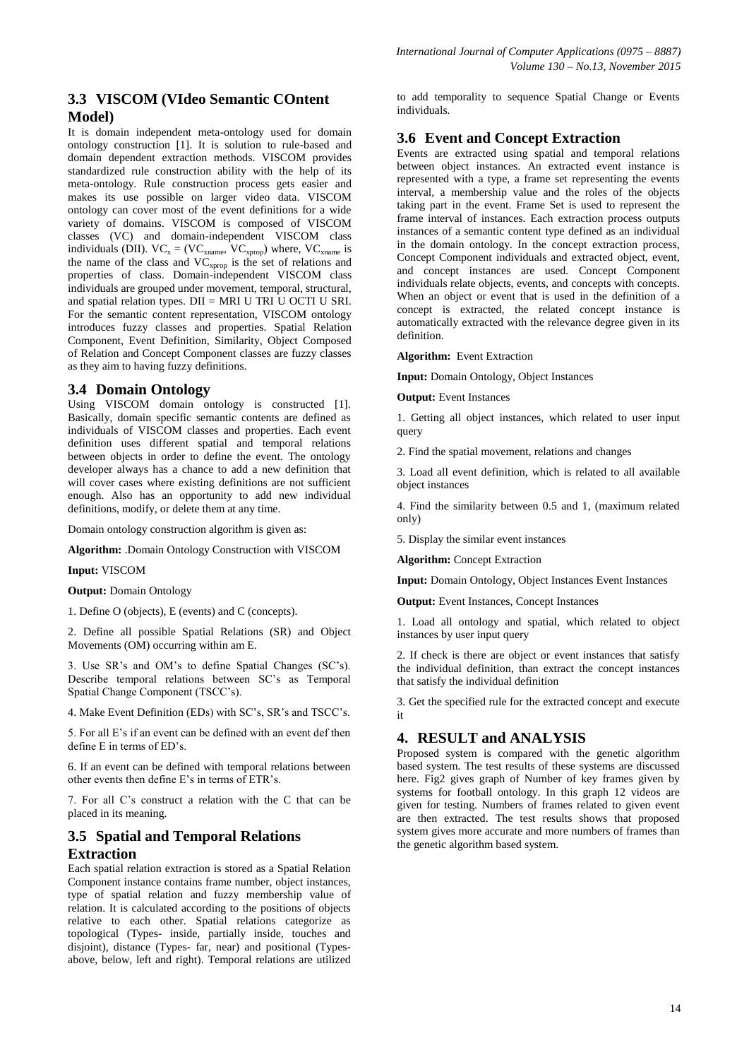### 3.3 VISCOM (VIdeo Semantic COntent Model)

It is domain independent meta-ontology used for domain ontology construction [1]. It is solution to rule-based and domain dependent extraction methods. VISCOM provides standardized rule construction ability with the help of its meta-ontology. Rule construction process gets easier and makes its use possible on larger video data. VISCOM ontology can cover most of the event definitions for a wide variety of domains. VISCOM is composed of VISCOM classes (VC) and domain-independent VISCOM class individuals (DII). $VC_x = (VC_{xname}, VC_{xprop})$ where, $VC_{xname}$ is the name of the class and $VC_{xprop}$ is the set of relations and properties of class. Domain-independent VISCOM class individuals are grouped under movement, temporal, structural, and spatial relation types. DII = MRI U TRI U OCTI U SRI. For the semantic content representation, VISCOM ontology introduces fuzzy classes and properties. Spatial Relation Component, Event Definition, Similarity, Object Composed of Relation and Concept Component classes are fuzzy classes as they aim to having fuzzy definitions.

### 3.4 Domain Ontology

Using VISCOM domain ontology is constructed [1]. Basically, domain specific semantic contents are defined as individuals of VISCOM classes and properties. Each event definition uses different spatial and temporal relations between objects in order to define the event. The ontology developer always has a chance to add a new definition that will cover cases where existing definitions are not sufficient enough. Also has an opportunity to add new individual definitions, modify, or delete them at any time.

Domain ontology construction algorithm is given as:

**Algorithm:** .Domain Ontology Construction with VISCOM

**Input:** VISCOM

**Output:** Domain Ontology

1. Define O (objects), E (events) and C (concepts).

2. Define all possible Spatial Relations (SR) and Object Movements (OM) occurring within am E.

3. Use SR's and OM's to define Spatial Changes (SC's). Describe temporal relations between SC's as Temporal Spatial Change Component (TSCC's).

4. Make Event Definition (EDs) with SC's, SR's and TSCC's.

5. For all E's if an event can be defined with an event def then define E in terms of ED's.

6. If an event can be defined with temporal relations between other events then define E's in terms of ETR's.

7. For all C's construct a relation with the C that can be placed in its meaning.

### 3.5 Spatial and Temporal Relations Extraction

Each spatial relation extraction is stored as a Spatial Relation Component instance contains frame number, object instances, type of spatial relation and fuzzy membership value of relation. It is calculated according to the positions of objects relative to each other. Spatial relations categorize as topological (Types- inside, partially inside, touches and disjoint), distance (Types- far, near) and positional (Types- above, below, left and right). Temporal relations are utilized to add temporality to sequence Spatial Change or Events individuals.

### 3.6 Event and Concept Extraction

Events are extracted using spatial and temporal relations between object instances. An extracted event instance is represented with a type, a frame set representing the events interval, a membership value and the roles of the objects taking part in the event. Frame Set is used to represent the frame interval of instances. Each extraction process outputs instances of a semantic content type defined as an individual in the domain ontology. In the concept extraction process, Concept Component individuals and extracted object, event, and concept instances are used. Concept Component individuals relate objects, events, and concepts with concepts. When an object or event that is used in the definition of a concept is extracted, the related concept instance is automatically extracted with the relevance degree given in its definition.

**Algorithm:** Event Extraction

**Input:** Domain Ontology, Object Instances

**Output:** Event Instances

1. Getting all object instances, which related to user input query

2. Find the spatial movement, relations and changes

3. Load all event definition, which is related to all available object instances

4. Find the similarity between 0.5 and 1, (maximum related only)

5. Display the similar event instances

**Algorithm:** Concept Extraction

**Input:** Domain Ontology, Object Instances Event Instances

**Output:** Event Instances, Concept Instances

1. Load all ontology and spatial, which related to object instances by user input query

2. If check is there are object or event instances that satisfy the individual definition, than extract the concept instances that satisfy the individual definition

3. Get the specified rule for the extracted concept and execute it

## 4. RESULT and ANALYSIS

Proposed system is compared with the genetic algorithm based system. The test results of these systems are discussed here. Fig2 gives graph of Number of key frames given by systems for football ontology. In this graph 12 videos are given for testing. Numbers of frames related to given event are then extracted. The test results shows that proposed system gives more accurate and more numbers of frames than the genetic algorithm based system.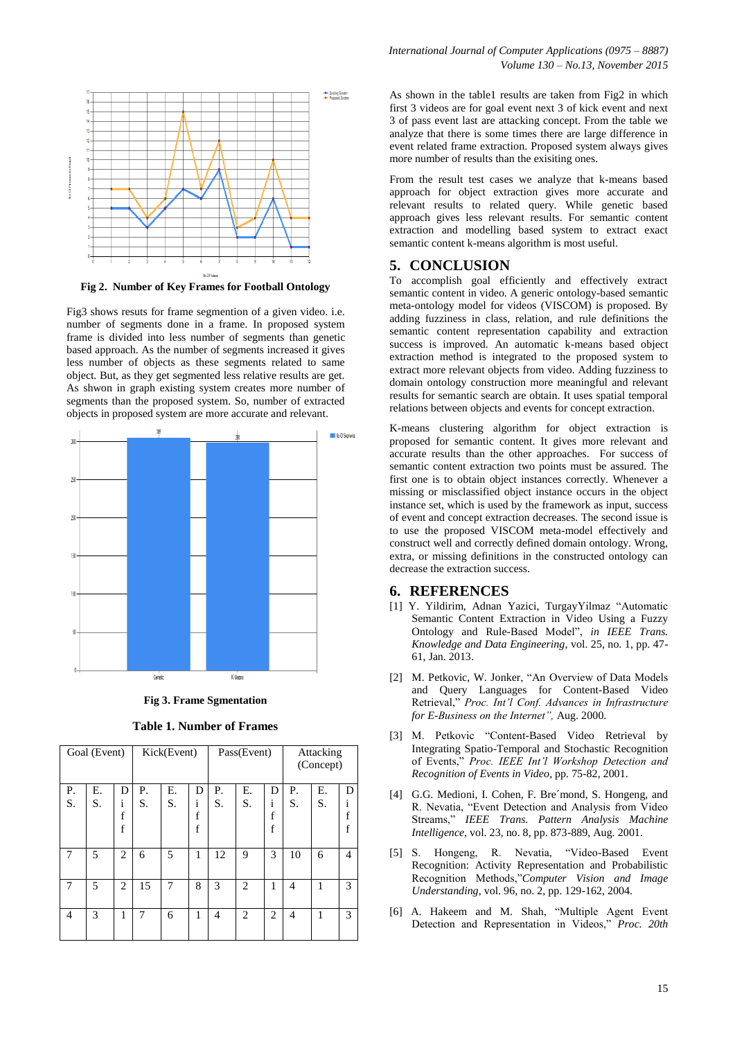**Fig 2. Number of Key Frames for Football Ontology**

Fig3 shows resuts for frame segmention of a given video. i.e. number of segments done in a frame. In proposed system frame is divided into less number of segments than genetic based approach. As the number of segments increased it gives less number of objects as these segments related to same object. But, as they get segmented less relative results are get. As shwon in graph existing system creates more number of segments than the proposed system. So, number of extracted objects in proposed system are more accurate and relevant.

**Fig 3. Frame Sgmentation**

**Table 1. Number of Frames**

| Goal (Event) | | | Kick(Event) | | | Pass(Event) | | | Attacking (Concept) | | |
|---|---|---|---|---|---|---|---|---|---|---|---|
| P. S. | E. S. | Diff | P. S. | E. S. | Diff | P. S. | E. S. | Diff | P. S. | E. S. | Diff |
| 7 | 5 | 2 | 6 | 5 | 1 | 12 | 9 | 3 | 10 | 6 | 4 |
| 7 | 5 | 2 | 15 | 7 | 8 | 3 | 2 | 1 | 4 | 1 | 3 |
| 4 | 3 | 1 | 7 | 6 | 1 | 4 | 2 | 2 | 4 | 1 | 3 |

As shown in the table1 results are taken from Fig2 in which first 3 videos are for goal event next 3 of kick event and next 3 of pass event last are attacking concept. From the table we analyze that there is some times there are large difference in event related frame extraction. Proposed system always gives more number of results than the exisiting ones.

From the result test cases we analyze that k-means based approach for object extraction gives more accurate and relevant results to related query. While genetic based approach gives less relevant results. For semantic content extraction and modelling based system to extract exact semantic content k-means algorithm is most useful.

## 5. CONCLUSION

To accomplish goal efficiently and effectively extract semantic content in video. A generic ontology-based semantic meta-ontology model for videos (VISCOM) is proposed. By adding fuzziness in class, relation, and rule definitions the semantic content representation capability and extraction success is improved. An automatic k-means based object extraction method is integrated to the proposed system to extract more relevant objects from video. Adding fuzziness to domain ontology construction more meaningful and relevant results for semantic search are obtain. It uses spatial temporal relations between objects and events for concept extraction.

K-means clustering algorithm for object extraction is proposed for semantic content. It gives more relevant and accurate results than the other approaches. For success of semantic content extraction two points must be assured. The first one is to obtain object instances correctly. Whenever a missing or misclassified object instance occurs in the object instance set, which is used by the framework as input, success of event and concept extraction decreases. The second issue is to use the proposed VISCOM meta-model effectively and construct well and correctly defined domain ontology. Wrong, extra, or missing definitions in the constructed ontology can decrease the extraction success.

## 6. REFERENCES

[1] Y. Yildirim, Adnan Yazici, TurgayYilmaz "Automatic Semantic Content Extraction in Video Using a Fuzzy Ontology and Rule-Based Model", *in IEEE Trans. Knowledge and Data Engineering*, vol. 25, no. 1, pp. 47-61, Jan. 2013.

[2] M. Petkovic, W. Jonker, "An Overview of Data Models and Query Languages for Content-Based Video Retrieval," *Proc. Int'l Conf. Advances in Infrastructure for E-Business on the Internet",* Aug. 2000.

[3] M. Petkovic "Content-Based Video Retrieval by Integrating Spatio-Temporal and Stochastic Recognition of Events," *Proc. IEEE Int'l Workshop Detection and Recognition of Events in Video*, pp. 75-82, 2001.

[4] G.G. Medioni, I. Cohen, F. Bre´mond, S. Hongeng, and R. Nevatia, "Event Detection and Analysis from Video Streams," *IEEE Trans. Pattern Analysis Machine Intelligence*, vol. 23, no. 8, pp. 873-889, Aug. 2001.

[5] S. Hongeng, R. Nevatia, "Video-Based Event Recognition: Activity Representation and Probabilistic Recognition Methods,"*Computer Vision and Image Understanding*, vol. 96, no. 2, pp. 129-162, 2004.

[6] A. Hakeem and M. Shah, "Multiple Agent Event Detection and Representation in Videos," *Proc. 20th*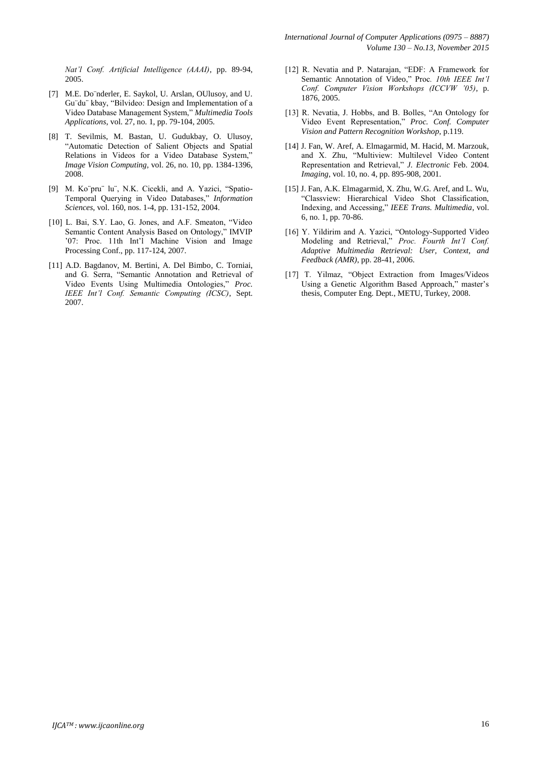*Nat'l Conf. Artificial Intelligence (AAAI)*, pp. 89-94, 2005.

[7] M.E. Do¨nderler, E. Saykol, U. Arslan, OUlusoy, and U. Gu¨du¨ kbay, "Bilvideo: Design and Implementation of a Video Database Management System," *Multimedia Tools Applications*, vol. 27, no. 1, pp. 79-104, 2005.

[8] T. Sevilmis, M. Bastan, U. Gudukbay, O. Ulusoy, "Automatic Detection of Salient Objects and Spatial Relations in Videos for a Video Database System," *Image Vision Computing*, vol. 26, no. 10, pp. 1384-1396, 2008.

[9] M. Ko¨pru¨ lu¨, N.K. Cicekli, and A. Yazici, "Spatio-Temporal Querying in Video Databases," *Information Sciences*, vol. 160, nos. 1-4, pp. 131-152, 2004.

[10] L. Bai, S.Y. Lao, G. Jones, and A.F. Smeaton, "Video Semantic Content Analysis Based on Ontology," IMVIP '07: Proc. 11th Int'l Machine Vision and Image Processing Conf., pp. 117-124, 2007.

[11] A.D. Bagdanov, M. Bertini, A. Del Bimbo, C. Torniai, and G. Serra, "Semantic Annotation and Retrieval of Video Events Using Multimedia Ontologies," *Proc. IEEE Int'l Conf. Semantic Computing (ICSC)*, Sept. 2007.

[12] R. Nevatia and P. Natarajan, "EDF: A Framework for Semantic Annotation of Video," Proc*. 10th IEEE Int'l Conf. Computer Vision Workshops (ICCVW '05)*, p. 1876, 2005.

[13] R. Nevatia, J. Hobbs, and B. Bolles, "An Ontology for Video Event Representation," *Proc. Conf. Computer Vision and Pattern Recognition Workshop*, p.119.

[14] J. Fan, W. Aref, A. Elmagarmid, M. Hacid, M. Marzouk, and X. Zhu, "Multiview: Multilevel Video Content Representation and Retrieval," *J. Electronic* Feb. 2004. *Imaging*, vol. 10, no. 4, pp. 895-908, 2001.

[15] J. Fan, A.K. Elmagarmid, X. Zhu, W.G. Aref, and L. Wu, "Classview: Hierarchical Video Shot Classification, Indexing, and Accessing," *IEEE Trans. Multimedia*, vol. 6, no. 1, pp. 70-86.

[16] Y. Yildirim and A. Yazici, "Ontology-Supported Video Modeling and Retrieval," *Proc. Fourth Int'l Conf. Adaptive Multimedia Retrieval: User, Context, and Feedback (AMR)*, pp. 28-41, 2006.

[17] T. Yilmaz, "Object Extraction from Images/Videos Using a Genetic Algorithm Based Approach," master's thesis, Computer Eng. Dept., METU, Turkey, 2008.